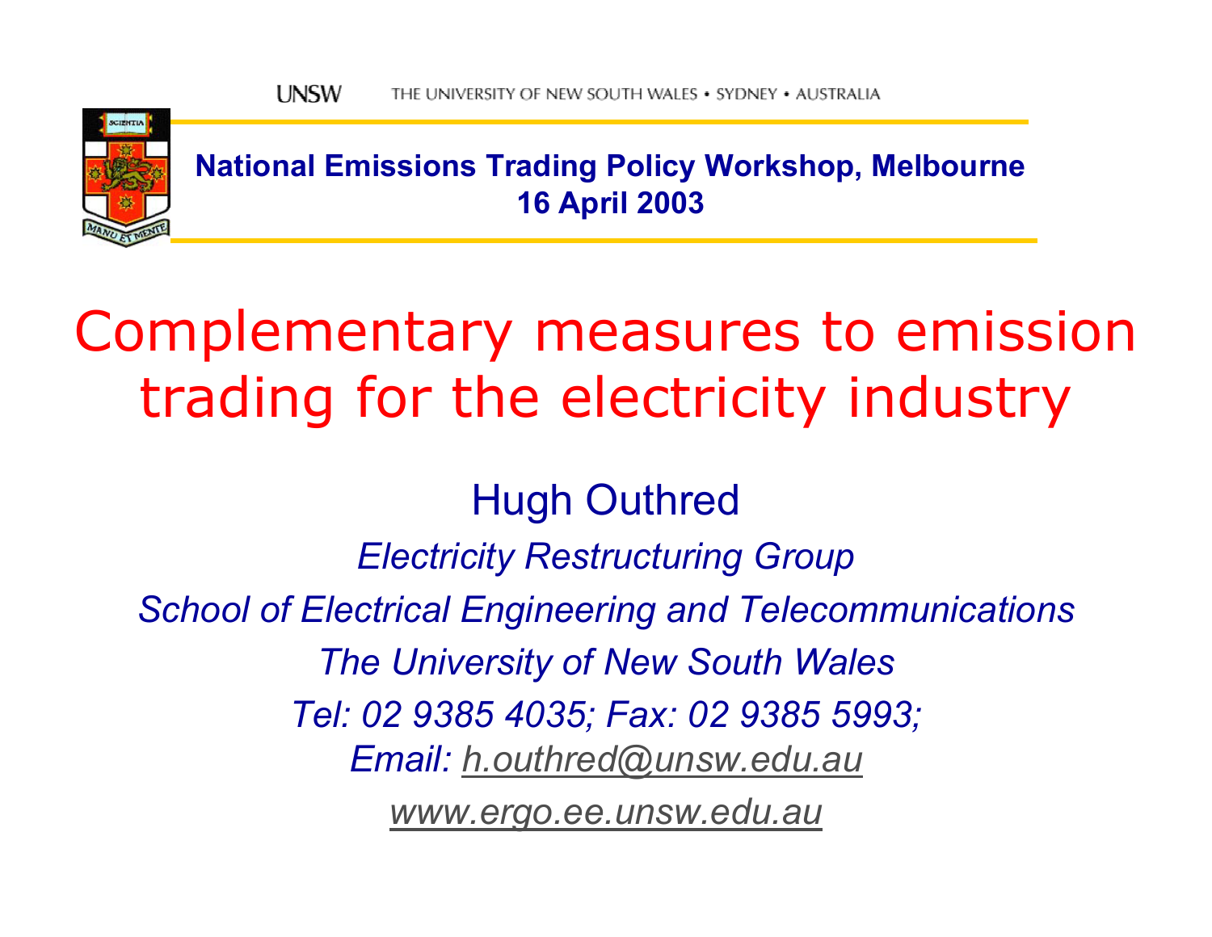UNSW THE UNIVERSITY OF NEW SOUTH WALES • SYDNEY • AUSTRALIA

**National Emissions Trading Policy Workshop, Melbourne**
**16 April 2003**

# Complementary measures to emission trading for the electricity industry

Hugh Outhred

*Electricity Restructuring Group*

*School of Electrical Engineering and Telecommunications*

*The University of New South Wales*

*Tel: 02 9385 4035; Fax: 02 9385 5993;*

*Email: h.outhred@unsw.edu.au*

*www.ergo.ee.unsw.edu.au*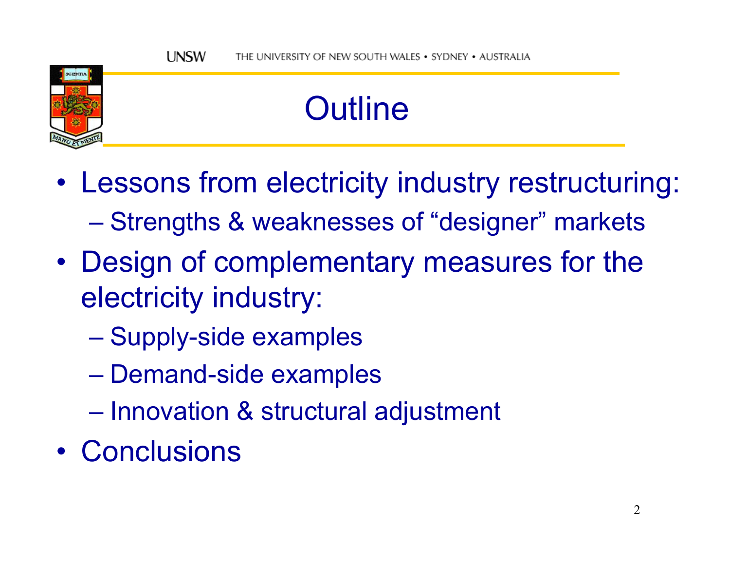# Outline

- Lessons from electricity industry restructuring:
  - Strengths & weaknesses of “designer” markets
- Design of complementary measures for the electricity industry:
  - Supply-side examples
  - Demand-side examples
  - Innovation & structural adjustment
- Conclusions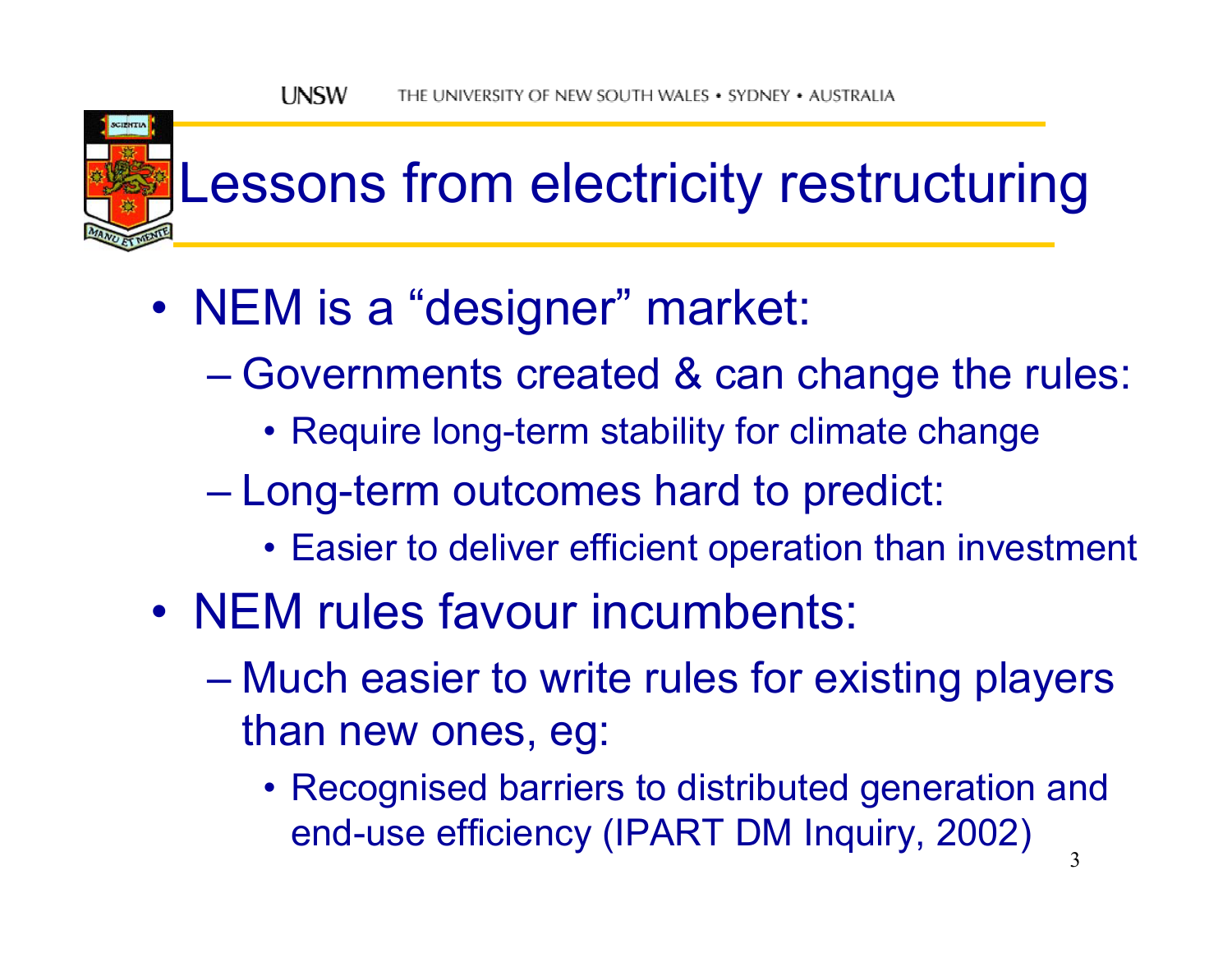# Lessons from electricity restructuring

- NEM is a "designer" market:
  - Governments created & can change the rules:
    - Require long-term stability for climate change
  - Long-term outcomes hard to predict:
    - Easier to deliver efficient operation than investment
- NEM rules favour incumbents:
  - Much easier to write rules for existing players than new ones, eg:
    - Recognised barriers to distributed generation and end-use efficiency (IPART DM Inquiry, 2002)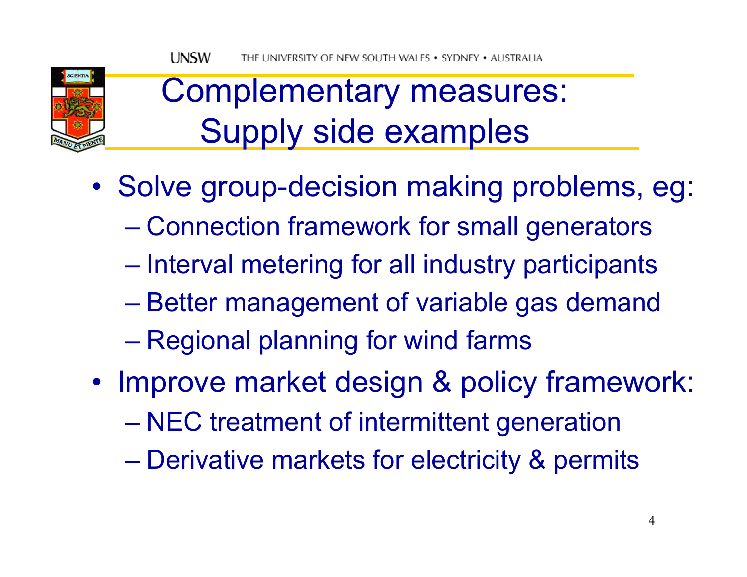# Complementary measures: Supply side examples

- Solve group-decision making problems, eg:
  - Connection framework for small generators
  - Interval metering for all industry participants
  - Better management of variable gas demand
  - Regional planning for wind farms
- Improve market design & policy framework:
  - NEC treatment of intermittent generation
  - Derivative markets for electricity & permits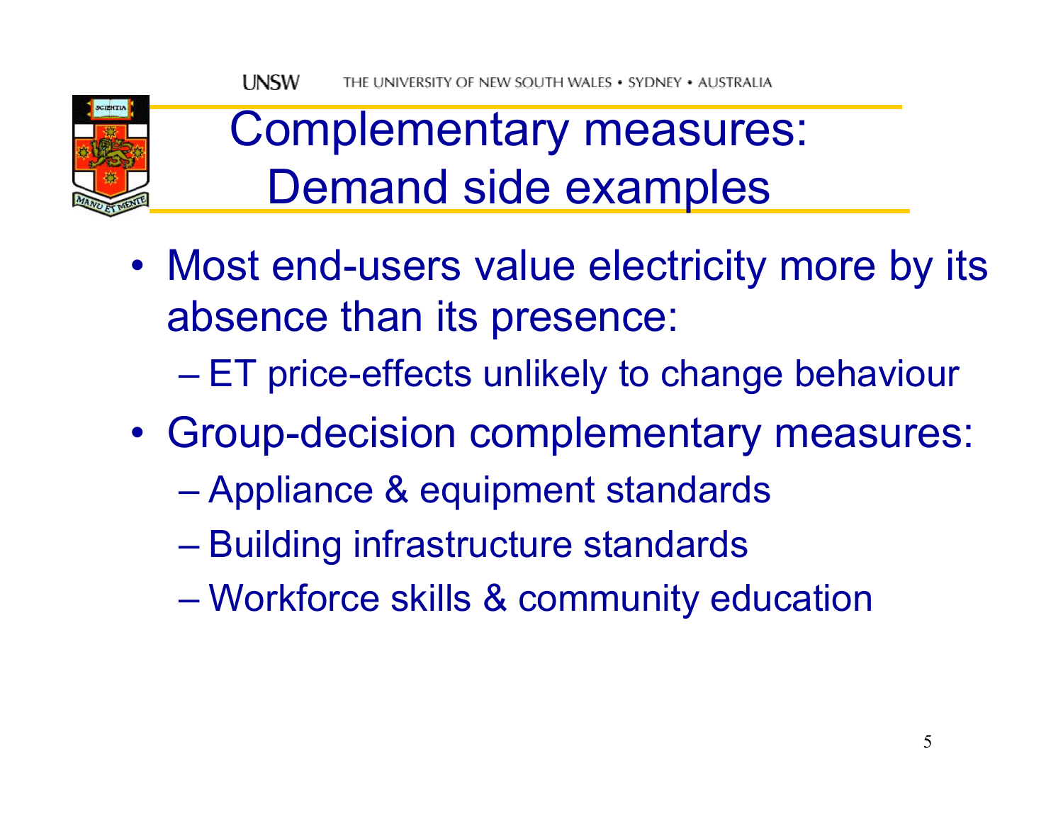# Complementary measures: Demand side examples

- Most end-users value electricity more by its absence than its presence:
  - ET price-effects unlikely to change behaviour
- Group-decision complementary measures:
  - Appliance & equipment standards
  - Building infrastructure standards
  - Workforce skills & community education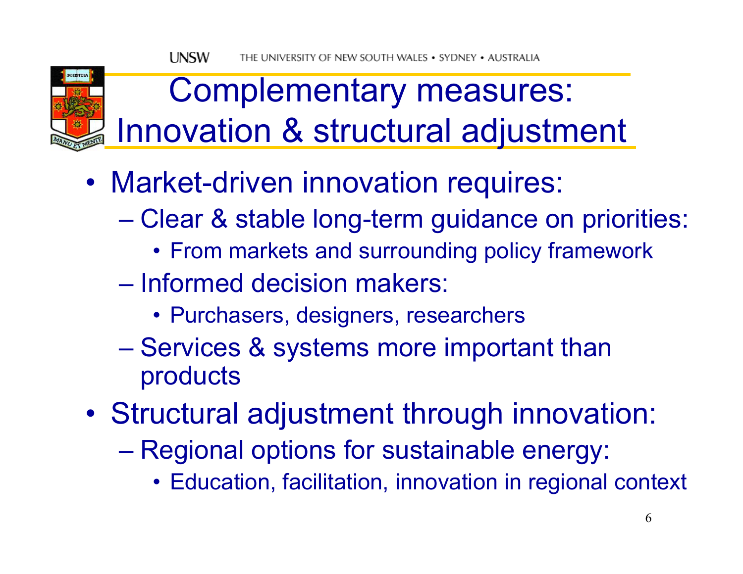# Complementary measures: Innovation & structural adjustment

- Market-driven innovation requires:
  - Clear & stable long-term guidance on priorities:
    - From markets and surrounding policy framework
  - Informed decision makers:
    - Purchasers, designers, researchers
  - Services & systems more important than products
- Structural adjustment through innovation:
  - Regional options for sustainable energy:
    - Education, facilitation, innovation in regional context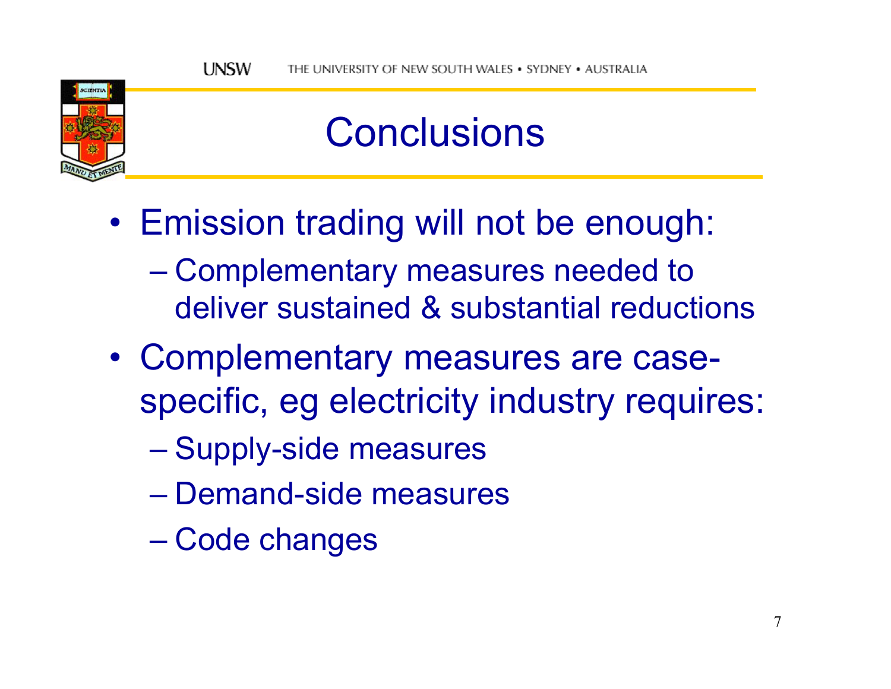# Conclusions

- Emission trading will not be enough:
  - Complementary measures needed to deliver sustained & substantial reductions
- Complementary measures are case-specific, eg electricity industry requires:
  - Supply-side measures
  - Demand-side measures
  - Code changes